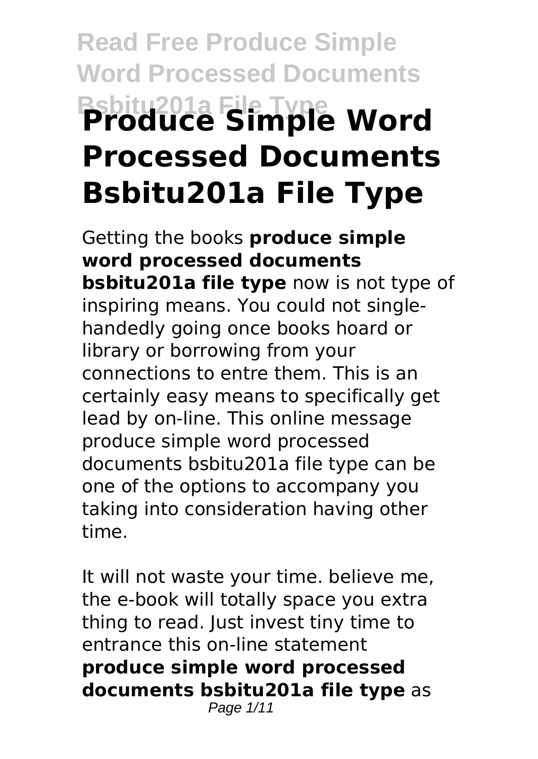# Read Free Produce Simple Word Processed Documents Bsbitu201a File Type

# Produce Simple Word Processed Documents Bsbitu201a File Type

Getting the books **produce simple word processed documents bsbitu201a file type** now is not type of inspiring means. You could not single-handedly going once books hoard or library or borrowing from your connections to entre them. This is an certainly easy means to specifically get lead by on-line. This online message produce simple word processed documents bsbitu201a file type can be one of the options to accompany you taking into consideration having other time.

It will not waste your time. believe me, the e-book will totally space you extra thing to read. Just invest tiny time to entrance this on-line statement **produce simple word processed documents bsbitu201a file type** as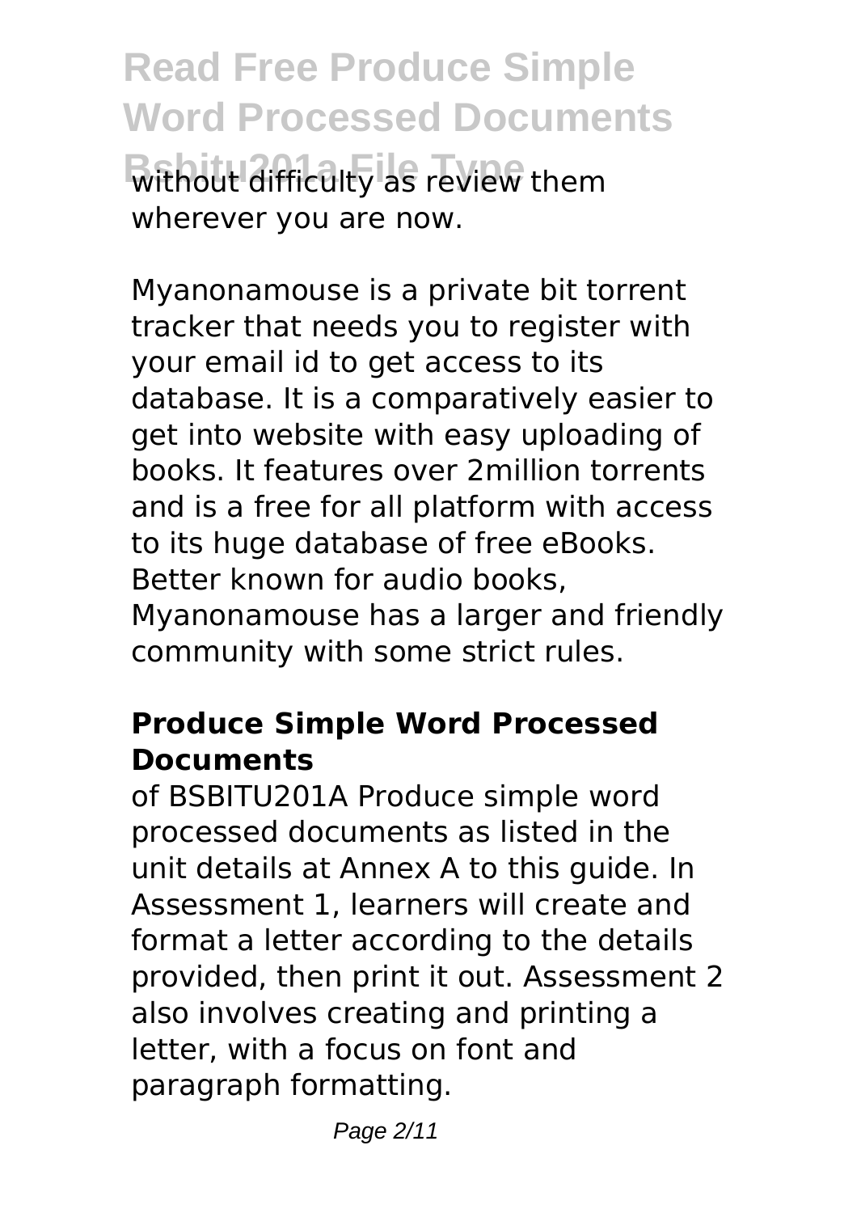without difficulty as review them wherever you are now.

Myanonamouse is a private bit torrent tracker that needs you to register with your email id to get access to its database. It is a comparatively easier to get into website with easy uploading of books. It features over 2million torrents and is a free for all platform with access to its huge database of free eBooks. Better known for audio books, Myanonamouse has a larger and friendly community with some strict rules.

### Produce Simple Word Processed Documents

of BSBITU201A Produce simple word processed documents as listed in the unit details at Annex A to this guide. In Assessment 1, learners will create and format a letter according to the details provided, then print it out. Assessment 2 also involves creating and printing a letter, with a focus on font and paragraph formatting.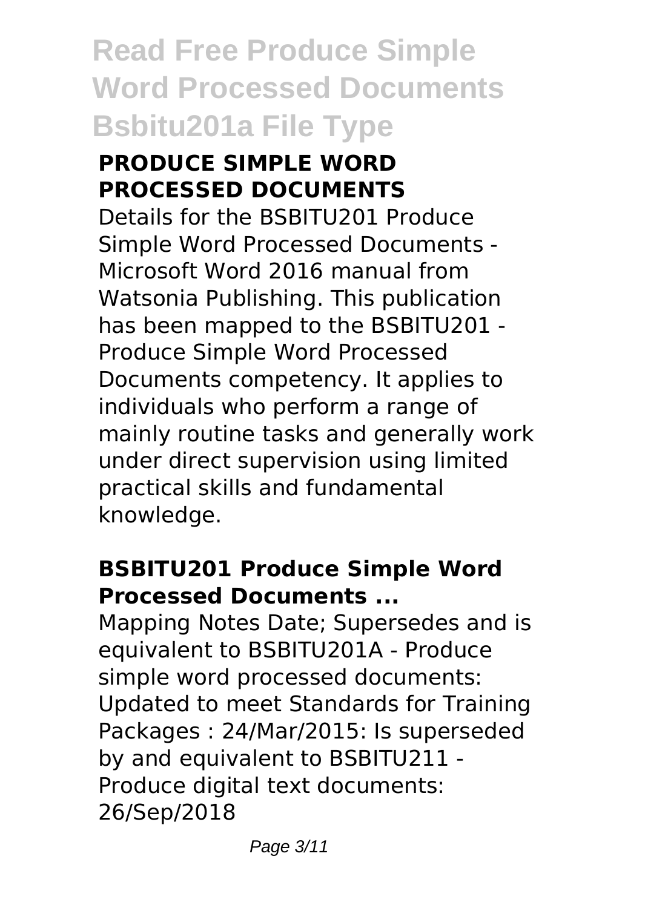### PRODUCE SIMPLE WORD PROCESSED DOCUMENTS

Details for the BSBITU201 Produce Simple Word Processed Documents - Microsoft Word 2016 manual from Watsonia Publishing. This publication has been mapped to the BSBITU201 - Produce Simple Word Processed Documents competency. It applies to individuals who perform a range of mainly routine tasks and generally work under direct supervision using limited practical skills and fundamental knowledge.

### BSBITU201 Produce Simple Word Processed Documents ...

Mapping Notes Date; Supersedes and is equivalent to BSBITU201A - Produce simple word processed documents: Updated to meet Standards for Training Packages : 24/Mar/2015: Is superseded by and equivalent to BSBITU211 - Produce digital text documents: 26/Sep/2018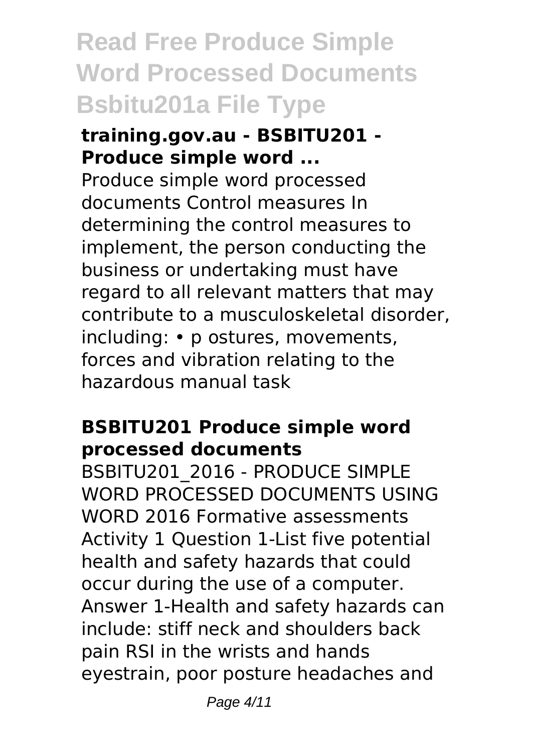# Read Free Produce Simple Word Processed Documents Bsbitu201a File Type

### training.gov.au - BSBITU201 - Produce simple word ...

Produce simple word processed documents Control measures In determining the control measures to implement, the person conducting the business or undertaking must have regard to all relevant matters that may contribute to a musculoskeletal disorder, including: • p ostures, movements, forces and vibration relating to the hazardous manual task

### BSBITU201 Produce simple word processed documents

BSBITU201_2016 - PRODUCE SIMPLE WORD PROCESSED DOCUMENTS USING WORD 2016 Formative assessments Activity 1 Question 1-List five potential health and safety hazards that could occur during the use of a computer. Answer 1-Health and safety hazards can include: stiff neck and shoulders back pain RSI in the wrists and hands eyestrain, poor posture headaches and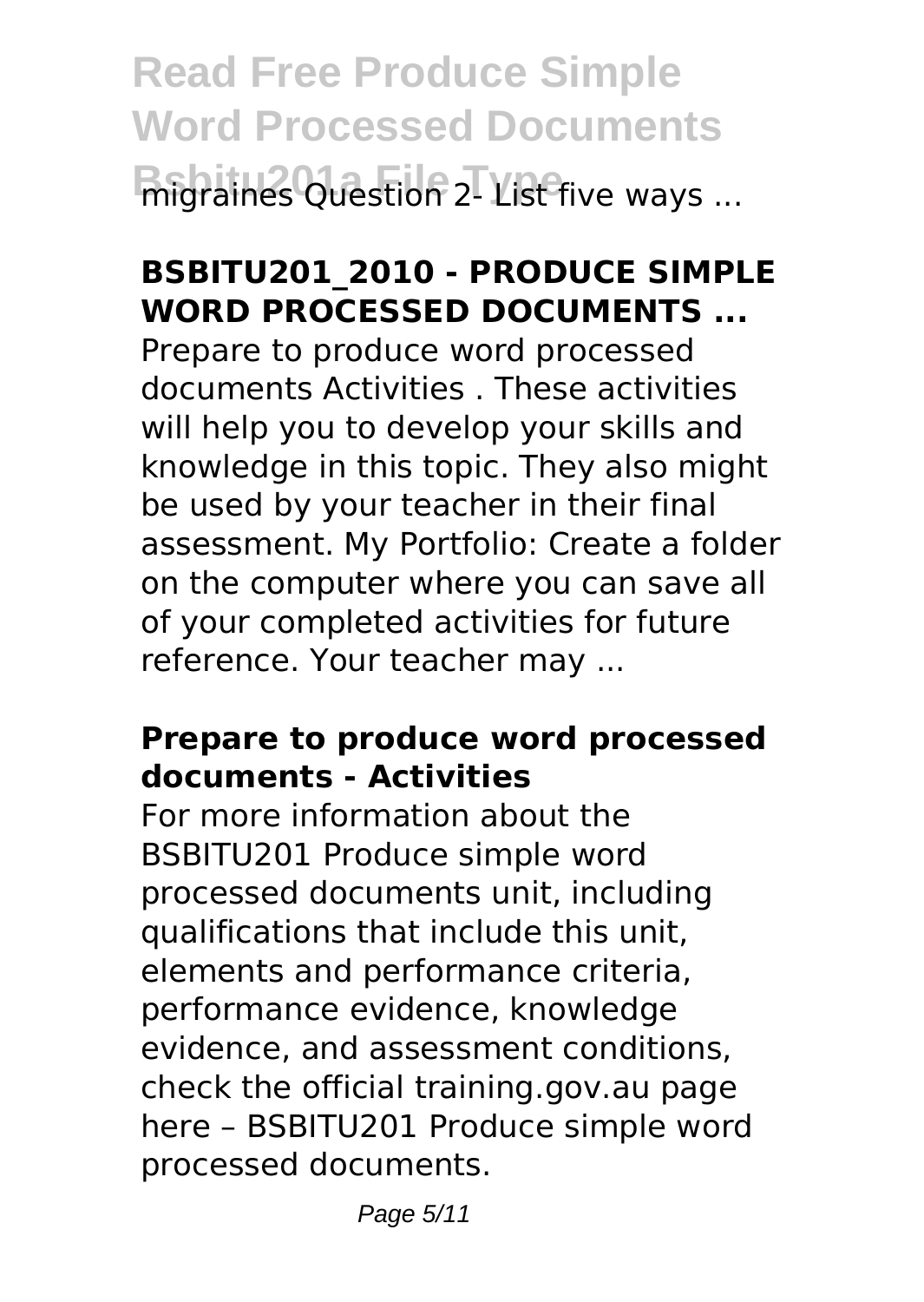migraines Question 2- List five ways ...

## BSBITU201_2010 - PRODUCE SIMPLE WORD PROCESSED DOCUMENTS ...

Prepare to produce word processed documents Activities . These activities will help you to develop your skills and knowledge in this topic. They also might be used by your teacher in their final assessment. My Portfolio: Create a folder on the computer where you can save all of your completed activities for future reference. Your teacher may ...

## Prepare to produce word processed documents - Activities

For more information about the BSBITU201 Produce simple word processed documents unit, including qualifications that include this unit, elements and performance criteria, performance evidence, knowledge evidence, and assessment conditions, check the official training.gov.au page here – BSBITU201 Produce simple word processed documents.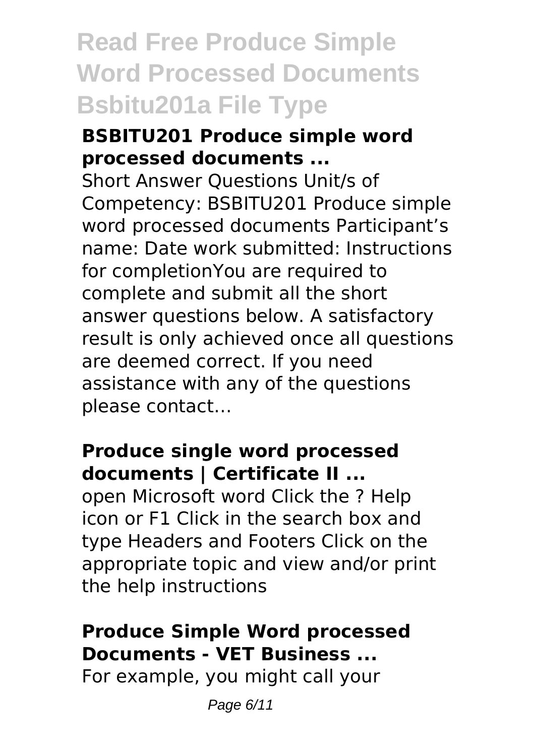# Read Free Produce Simple Word Processed Documents Bsbitu201a File Type

### BSBITU201 Produce simple word processed documents ...

Short Answer Questions Unit/s of Competency: BSBITU201 Produce simple word processed documents Participant's name: Date work submitted: Instructions for completionYou are required to complete and submit all the short answer questions below. A satisfactory result is only achieved once all questions are deemed correct. If you need assistance with any of the questions please contact…

### Produce single word processed documents | Certificate II ...

open Microsoft word Click the ? Help icon or F1 Click in the search box and type Headers and Footers Click on the appropriate topic and view and/or print the help instructions

### Produce Simple Word processed Documents - VET Business ...

For example, you might call your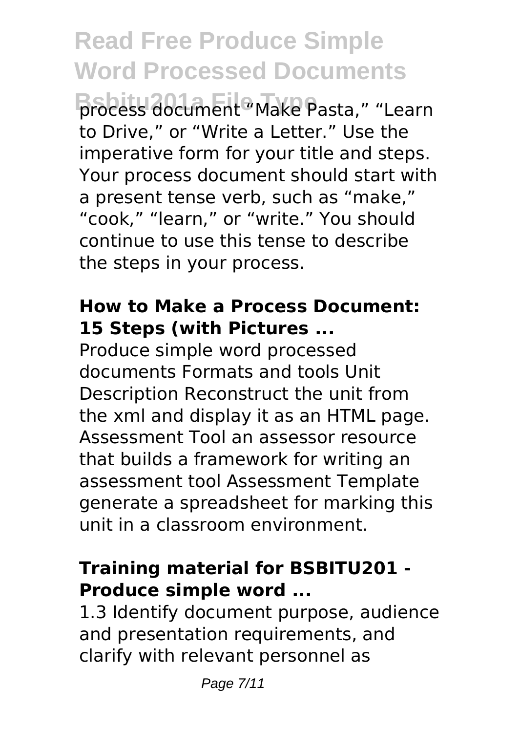process document "Make Pasta," "Learn to Drive," or "Write a Letter." Use the imperative form for your title and steps. Your process document should start with a present tense verb, such as "make," "cook," "learn," or "write." You should continue to use this tense to describe the steps in your process.

### How to Make a Process Document: 15 Steps (with Pictures ...

Produce simple word processed documents Formats and tools Unit Description Reconstruct the unit from the xml and display it as an HTML page. Assessment Tool an assessor resource that builds a framework for writing an assessment tool Assessment Template generate a spreadsheet for marking this unit in a classroom environment.

### Training material for BSBITU201 - Produce simple word ...

1.3 Identify document purpose, audience and presentation requirements, and clarify with relevant personnel as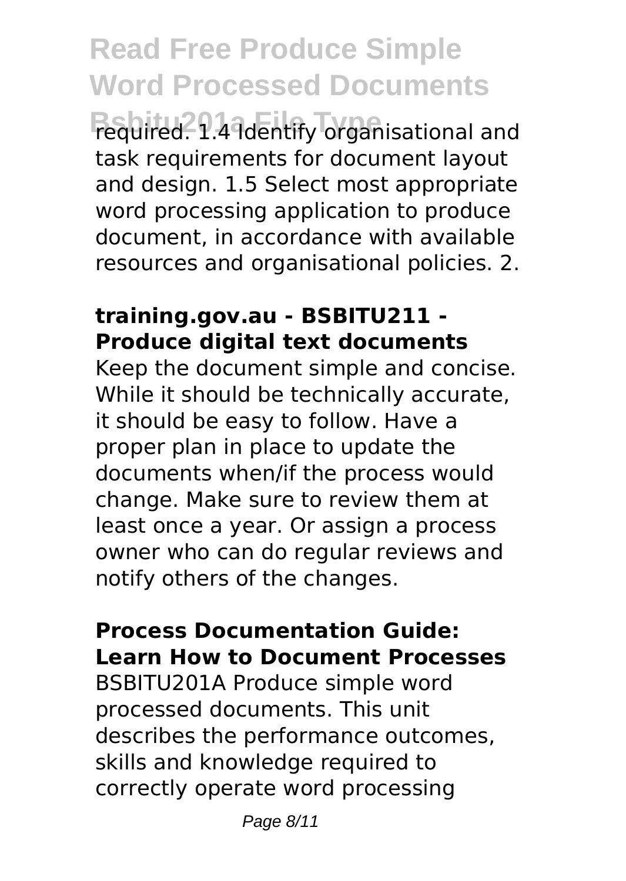required. 1.4 Identify organisational and task requirements for document layout and design. 1.5 Select most appropriate word processing application to produce document, in accordance with available resources and organisational policies. 2.

**training.gov.au - BSBITU211 - Produce digital text documents**

Keep the document simple and concise. While it should be technically accurate, it should be easy to follow. Have a proper plan in place to update the documents when/if the process would change. Make sure to review them at least once a year. Or assign a process owner who can do regular reviews and notify others of the changes.

**Process Documentation Guide: Learn How to Document Processes**

BSBITU201A Produce simple word processed documents. This unit describes the performance outcomes, skills and knowledge required to correctly operate word processing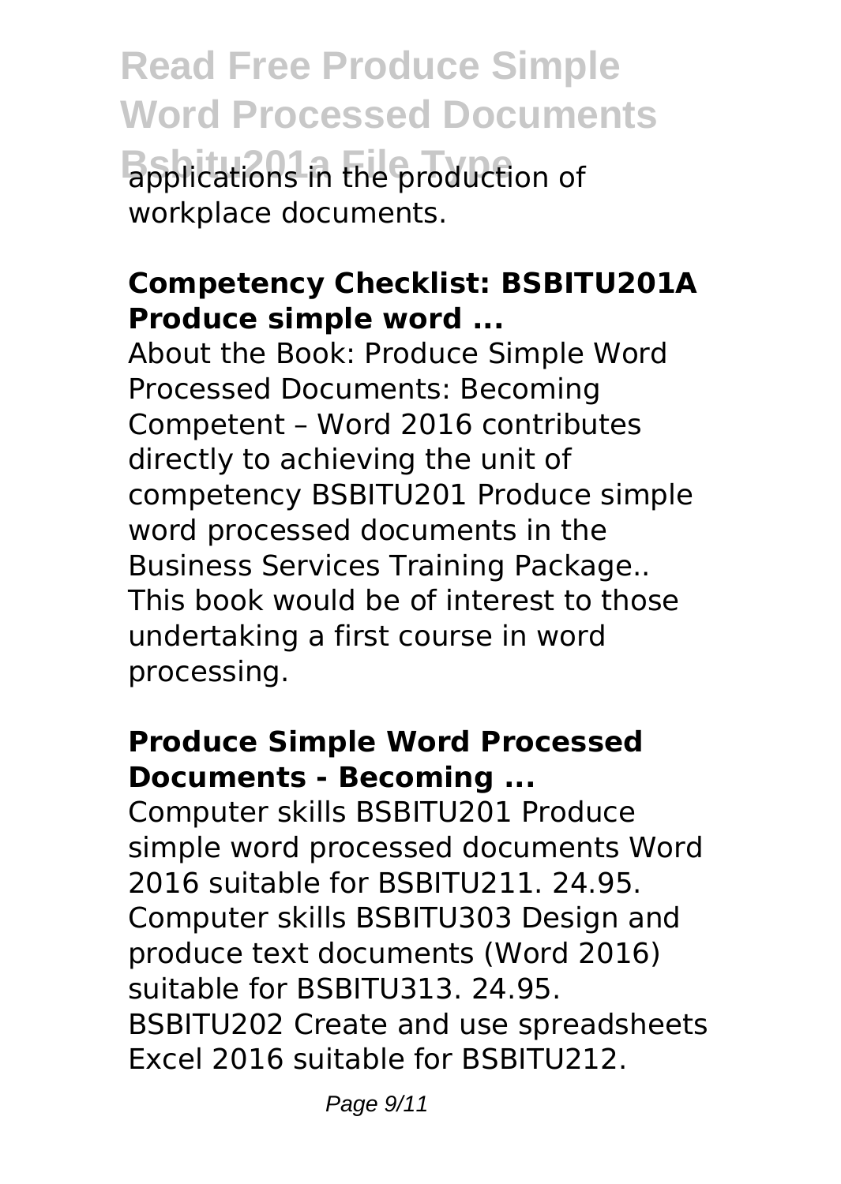applications in the production of workplace documents.

### Competency Checklist: BSBITU201A Produce simple word ...

About the Book: Produce Simple Word Processed Documents: Becoming Competent – Word 2016 contributes directly to achieving the unit of competency BSBITU201 Produce simple word processed documents in the Business Services Training Package.. This book would be of interest to those undertaking a first course in word processing.

### Produce Simple Word Processed Documents - Becoming ...

Computer skills BSBITU201 Produce simple word processed documents Word 2016 suitable for BSBITU211. 24.95. Computer skills BSBITU303 Design and produce text documents (Word 2016) suitable for BSBITU313. 24.95. BSBITU202 Create and use spreadsheets Excel 2016 suitable for BSBITU212.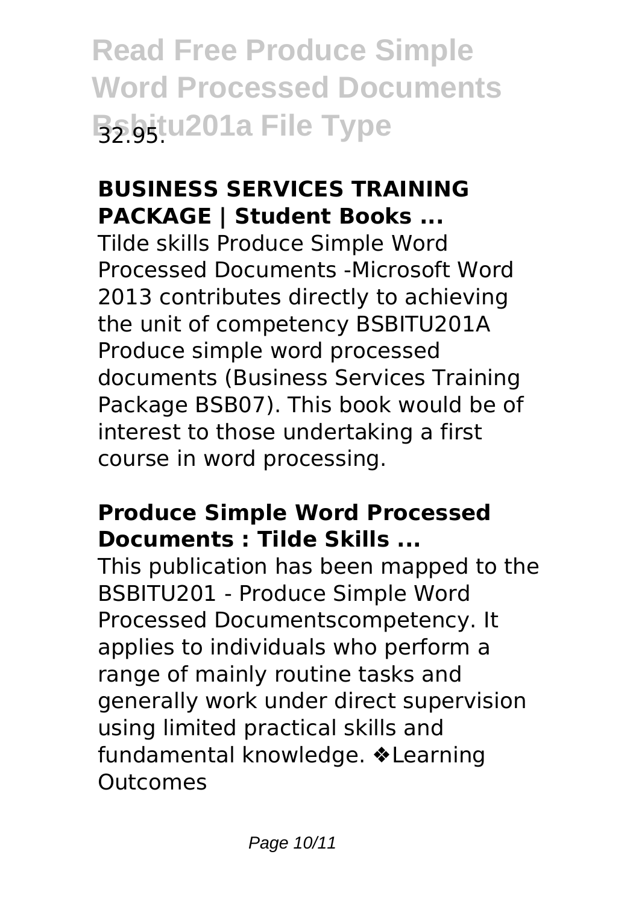32.95.

### BUSINESS SERVICES TRAINING PACKAGE | Student Books ...

Tilde skills Produce Simple Word Processed Documents -Microsoft Word 2013 contributes directly to achieving the unit of competency BSBITU201A Produce simple word processed documents (Business Services Training Package BSB07). This book would be of interest to those undertaking a first course in word processing.

### Produce Simple Word Processed Documents : Tilde Skills ...

This publication has been mapped to the BSBITU201 - Produce Simple Word Processed Documentscompetency. It applies to individuals who perform a range of mainly routine tasks and generally work under direct supervision using limited practical skills and fundamental knowledge. ❖Learning Outcomes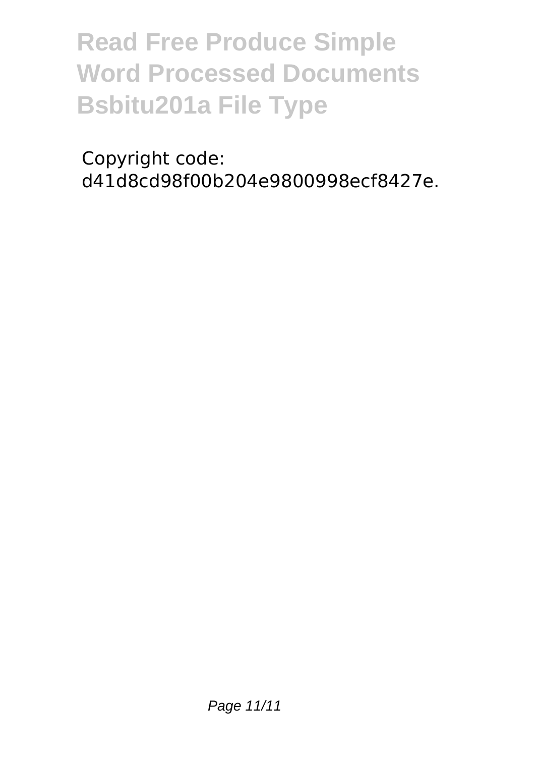Copyright code: d41d8cd98f00b204e9800998ecf8427e.